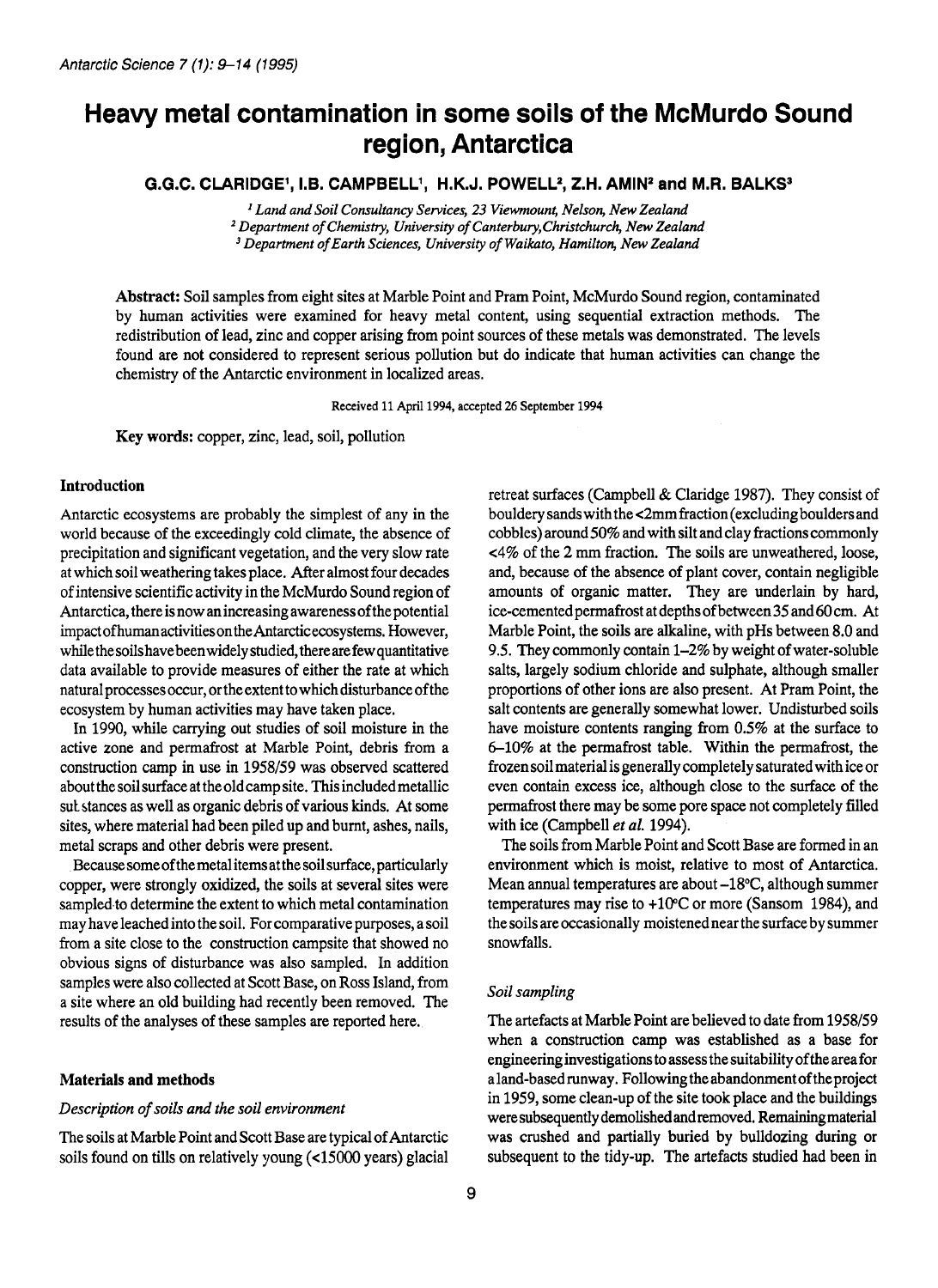# Heavy metal contamination in some soils of the McMurdo Sound region, Antarctica

**G.G.C. CLARIDGE[1], I.B. CAMPBELL[1], H.K.J. POWELL[2], Z.H. AMIN[2] and M.R. BALKS[3]**

[1] *Land and Soil Consultancy Services, 23 Viewmount, Nelson, New Zealand*
[2] *Department of Chemistry, University of Canterbury, Christchurch, New Zealand*
[3] *Department of Earth Sciences, University of Waikato, Hamilton, New Zealand*

**Abstract:** Soil samples from eight sites at Marble Point and Pram Point, McMurdo Sound region, contaminated by human activities were examined for heavy metal content, using sequential extraction methods. The redistribution of lead, zinc and copper arising from point sources of these metals was demonstrated. The levels found are not considered to represent serious pollution but do indicate that human activities can change the chemistry of the Antarctic environment in localized areas.

Received 11 April 1994, accepted 26 September 1994

**Key words:** copper, zinc, lead, soil, pollution

## Introduction

Antarctic ecosystems are probably the simplest of any in the world because of the exceedingly cold climate, the absence of precipitation and significant vegetation, and the very slow rate at which soil weathering takes place. After almost four decades of intensive scientific activity in the McMurdo Sound region of Antarctica, there is now an increasing awareness of the potential impact of human activities on the Antarctic ecosystems. However, while the soils have been widely studied, there are few quantitative data available to provide measures of either the rate at which natural processes occur, or the extent to which disturbance of the ecosystem by human activities may have taken place.

In 1990, while carrying out studies of soil moisture in the active zone and permafrost at Marble Point, debris from a construction camp in use in 1958/59 was observed scattered about the soil surface at the old camp site. This included metallic substances as well as organic debris of various kinds. At some sites, where material had been piled up and burnt, ashes, nails, metal scraps and other debris were present.

Because some of the metal items at the soil surface, particularly copper, were strongly oxidized, the soils at several sites were sampled to determine the extent to which metal contamination may have leached into the soil. For comparative purposes, a soil from a site close to the construction campsite that showed no obvious signs of disturbance was also sampled. In addition samples were also collected at Scott Base, on Ross Island, from a site where an old building had recently been removed. The results of the analyses of these samples are reported here.

## Materials and methods

### *Description of soils and the soil environment*

The soils at Marble Point and Scott Base are typical of Antarctic soils found on tills on relatively young (<15000 years) glacial retreat surfaces (Campbell & Claridge 1987). They consist of bouldery sands with the <2mm fraction (excluding boulders and cobbles) around 50% and with silt and clay fractions commonly <4% of the 2 mm fraction. The soils are unweathered, loose, and, because of the absence of plant cover, contain negligible amounts of organic matter. They are underlain by hard, ice-cemented permafrost at depths of between 35 and 60 cm. At Marble Point, the soils are alkaline, with pHs between 8.0 and 9.5. They commonly contain 1–2% by weight of water-soluble salts, largely sodium chloride and sulphate, although smaller proportions of other ions are also present. At Pram Point, the salt contents are generally somewhat lower. Undisturbed soils have moisture contents ranging from 0.5% at the surface to 6–10% at the permafrost table. Within the permafrost, the frozen soil material is generally completely saturated with ice or even contain excess ice, although close to the surface of the permafrost there may be some pore space not completely filled with ice (Campbell *et al.* 1994).

The soils from Marble Point and Scott Base are formed in an environment which is moist, relative to most of Antarctica. Mean annual temperatures are about –18°C, although summer temperatures may rise to +10°C or more (Sansom 1984), and the soils are occasionally moistened near the surface by summer snowfalls.

### *Soil sampling*

The artefacts at Marble Point are believed to date from 1958/59 when a construction camp was established as a base for engineering investigations to assess the suitability of the area for a land-based runway. Following the abandonment of the project in 1959, some clean-up of the site took place and the buildings were subsequently demolished and removed. Remaining material was crushed and partially buried by bulldozing during or subsequent to the tidy-up. The artefacts studied had been in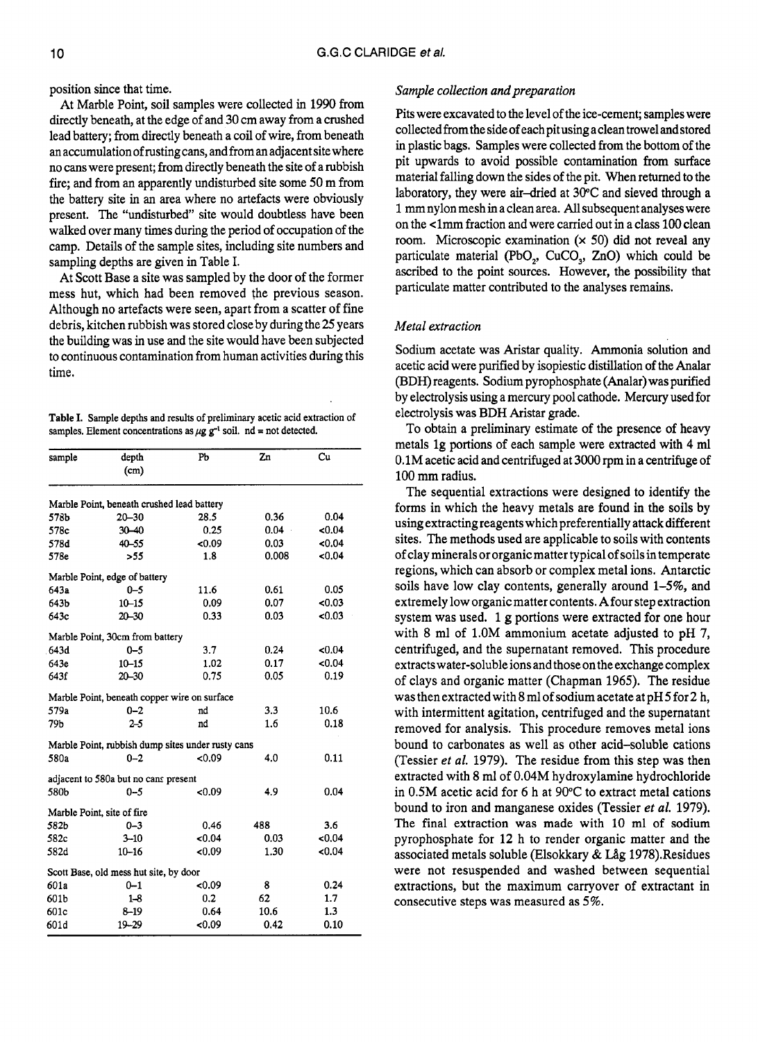position since that time.

At Marble Point, soil samples were collected in 1990 from directly beneath, at the edge of and 30 cm away from a crushed lead battery; from directly beneath a coil of wire, from beneath an accumulation of rusting cans, and from an adjacent site where no cans were present; from directly beneath the site of a rubbish fire; and from an apparently undisturbed site some 50 m from the battery site in an area where no artefacts were obviously present. The "undisturbed" site would doubtless have been walked over many times during the period of occupation of the camp. Details of the sample sites, including site numbers and sampling depths are given in Table I.

At Scott Base a site was sampled by the door of the former mess hut, which had been removed the previous season. Although no artefacts were seen, apart from a scatter of fine debris, kitchen rubbish was stored close by during the 25 years the building was in use and the site would have been subjected to continuous contamination from human activities during this time.

**Table I.** Sample depths and results of preliminary acetic acid extraction of samples. Element concentrations as $\mu g\ g^{-1}$ soil. nd = not detected.

| sample | depth (cm) | Pb | Zn | Cu |
|---|---|---|---|---|
| Marble Point, beneath crushed lead battery | | | | |
| 578b | 20–30 | 28.5 | 0.36 | 0.04 |
| 578c | 30–40 | 0.25 | 0.04 | <0.04 |
| 578d | 40–55 | <0.09 | 0.03 | <0.04 |
| 578e | >55 | 1.8 | 0.008 | <0.04 |
| Marble Point, edge of battery | | | | |
| 643a | 0–5 | 11.6 | 0.61 | 0.05 |
| 643b | 10–15 | 0.09 | 0.07 | <0.03 |
| 643c | 20–30 | 0.33 | 0.03 | <0.03 |
| Marble Point, 30cm from battery | | | | |
| 643d | 0–5 | 3.7 | 0.24 | <0.04 |
| 643e | 10–15 | 1.02 | 0.17 | <0.04 |
| 643f | 20–30 | 0.75 | 0.05 | 0.19 |
| Marble Point, beneath copper wire on surface | | | | |
| 579a | 0–2 | nd | 3.3 | 10.6 |
| 79b | 2–5 | nd | 1.6 | 0.18 |
| Marble Point, rubbish dump sites under rusty cans | | | | |
| 580a | 0–2 | <0.09 | 4.0 | 0.11 |
| adjacent to 580a but no cans present | | | | |
| 580b | 0–5 | <0.09 | 4.9 | 0.04 |
| Marble Point, site of fire | | | | |
| 582b | 0–3 | 0.46 | 488 | 3.6 |
| 582c | 3–10 | <0.04 | 0.03 | <0.04 |
| 582d | 10–16 | <0.09 | 1.30 | <0.04 |
| Scott Base, old mess hut site, by door | | | | |
| 601a | 0–1 | <0.09 | 8 | 0.24 |
| 601b | 1–8 | 0.2 | 62 | 1.7 |
| 601c | 8–19 | 0.64 | 10.6 | 1.3 |
| 601d | 19–29 | <0.09 | 0.42 | 0.10 |

### *Sample collection and preparation*

Pits were excavated to the level of the ice-cement; samples were collected from the side of each pit using a clean trowel and stored in plastic bags. Samples were collected from the bottom of the pit upwards to avoid possible contamination from surface material falling down the sides of the pit. When returned to the laboratory, they were air-dried at 30°C and sieved through a 1 mm nylon mesh in a clean area. All subsequent analyses were on the <1mm fraction and were carried out in a class 100 clean room. Microscopic examination (× 50) did not reveal any particulate material ($PbO_2$, $CuCO_3$, ZnO) which could be ascribed to the point sources. However, the possibility that particulate matter contributed to the analyses remains.

### *Metal extraction*

Sodium acetate was Aristar quality. Ammonia solution and acetic acid were purified by isopiestic distillation of the Analar (BDH) reagents. Sodium pyrophosphate (Analar) was purified by electrolysis using a mercury pool cathode. Mercury used for electrolysis was BDH Aristar grade.

To obtain a preliminary estimate of the presence of heavy metals 1g portions of each sample were extracted with 4 ml 0.1M acetic acid and centrifuged at 3000 rpm in a centrifuge of 100 mm radius.

The sequential extractions were designed to identify the forms in which the heavy metals are found in the soils by using extracting reagents which preferentially attack different sites. The methods used are applicable to soils with contents of clay minerals or organic matter typical of soils in temperate regions, which can absorb or complex metal ions. Antarctic soils have low clay contents, generally around 1–5%, and extremely low organic matter contents. A four step extraction system was used. 1 g portions were extracted for one hour with 8 ml of 1.0M ammonium acetate adjusted to pH 7, centrifuged, and the supernatant removed. This procedure extracts water-soluble ions and those on the exchange complex of clays and organic matter (Chapman 1965). The residue was then extracted with 8 ml of sodium acetate at pH 5 for 2 h, with intermittent agitation, centrifuged and the supernatant removed for analysis. This procedure removes metal ions bound to carbonates as well as other acid-soluble cations (Tessier *et al.* 1979). The residue from this step was then extracted with 8 ml of 0.04M hydroxylamine hydrochloride in 0.5M acetic acid for 6 h at 90°C to extract metal cations bound to iron and manganese oxides (Tessier *et al.* 1979). The final extraction was made with 10 ml of sodium pyrophosphate for 12 h to render organic matter and the associated metals soluble (Elsokkary & Låg 1978). Residues were not resuspended and washed between sequential extractions, but the maximum carryover of extractant in consecutive steps was measured as 5%.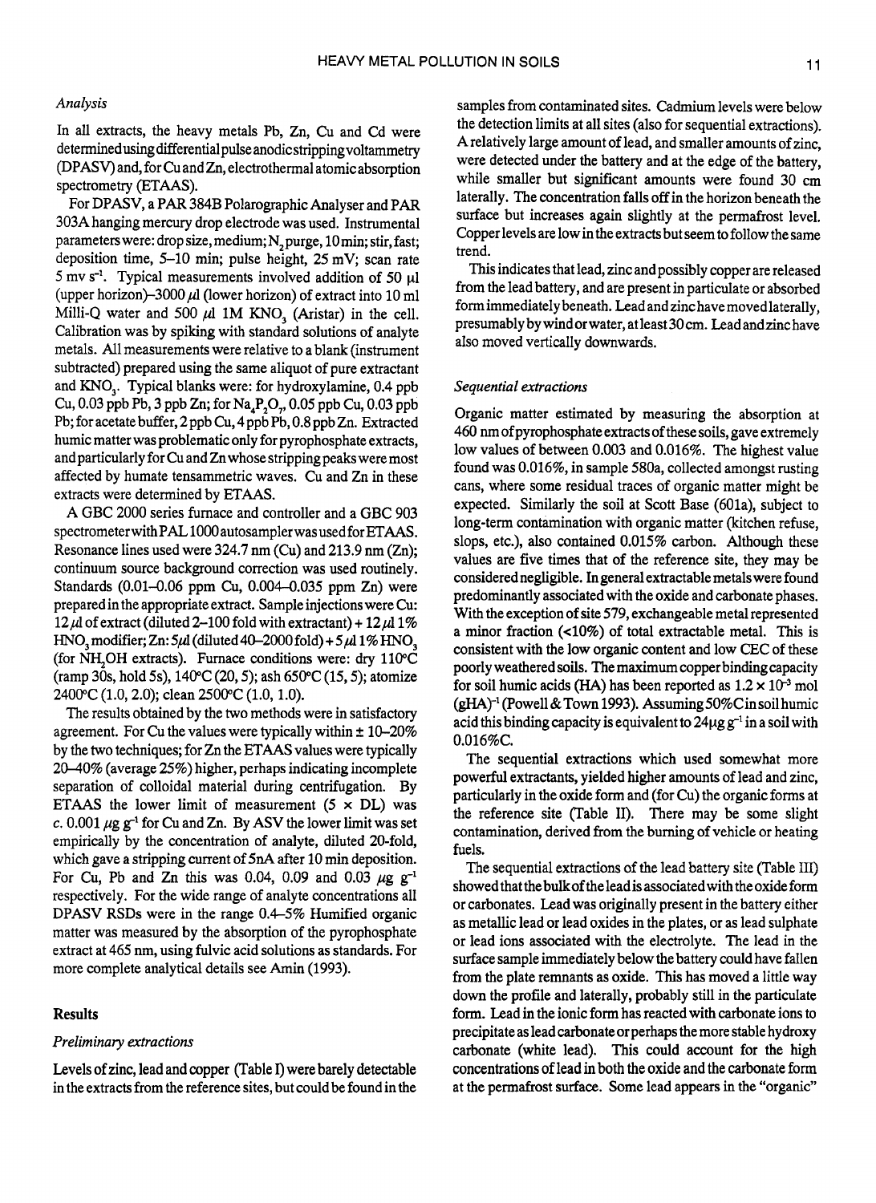*Analysis*

In all extracts, the heavy metals Pb, Zn, Cu and Cd were determined using differential pulse anodic stripping voltammetry (DPASV) and, for Cu and Zn, electrothermal atomic absorption spectrometry (ETAAS).

For DPASV, a PAR 384B Polarographic Analyser and PAR 303A hanging mercury drop electrode was used. Instrumental parameters were: drop size, medium; $N_2$ purge, 10 min; stir, fast; deposition time, 5–10 min; pulse height, 25 mV; scan rate 5 mv $s^{-1}$. Typical measurements involved addition of 50 µl (upper horizon)–3000 µl (lower horizon) of extract into 10 ml Milli-Q water and 500 µl 1M $KNO_3$ (Aristar) in the cell. Calibration was by spiking with standard solutions of analyte metals. All measurements were relative to a blank (instrument subtracted) prepared using the same aliquot of pure extractant and $KNO_3$. Typical blanks were: for hydroxylamine, 0.4 ppb Cu, 0.03 ppb Pb, 3 ppb Zn; for $Na_4P_2O_7$, 0.05 ppb Cu, 0.03 ppb Pb; for acetate buffer, 2 ppb Cu, 4 ppb Pb, 0.8 ppb Zn. Extracted humic matter was problematic only for pyrophosphate extracts, and particularly for Cu and Zn whose stripping peaks were most affected by humate tensammetric waves. Cu and Zn in these extracts were determined by ETAAS.

A GBC 2000 series furnace and controller and a GBC 903 spectrometer with PAL 1000 autosampler was used for ETAAS. Resonance lines used were 324.7 nm (Cu) and 213.9 nm (Zn); continuum source background correction was used routinely. Standards (0.01–0.06 ppm Cu, 0.004–0.035 ppm Zn) were prepared in the appropriate extract. Sample injections were Cu: 12 µl of extract (diluted 2–100 fold with extractant) + 12 µl 1% $HNO_3$ modifier; Zn: 5µl (diluted 40–2000 fold) + 5 µl 1% $HNO_3$ (for $NH_2OH$ extracts). Furnace conditions were: dry 110°C (ramp 30s, hold 5s), 140°C (20, 5); ash 650°C (15, 5); atomize 2400°C (1.0, 2.0); clean 2500°C (1.0, 1.0).

The results obtained by the two methods were in satisfactory agreement. For Cu the values were typically within ± 10–20% by the two techniques; for Zn the ETAAS values were typically 20–40% (average 25%) higher, perhaps indicating incomplete separation of colloidal material during centrifugation. By ETAAS the lower limit of measurement (5 × DL) was *c.* 0.001 µg $g^{-1}$ for Cu and Zn. By ASV the lower limit was set empirically by the concentration of analyte, diluted 20-fold, which gave a stripping current of 5nA after 10 min deposition. For Cu, Pb and Zn this was 0.04, 0.09 and 0.03 µg $g^{-1}$ respectively. For the wide range of analyte concentrations all DPASV RSDs were in the range 0.4–5% Humified organic matter was measured by the absorption of the pyrophosphate extract at 465 nm, using fulvic acid solutions as standards. For more complete analytical details see Amin (1993).

## Results

*Preliminary extractions*

Levels of zinc, lead and copper (Table I) were barely detectable in the extracts from the reference sites, but could be found in the samples from contaminated sites. Cadmium levels were below the detection limits at all sites (also for sequential extractions). A relatively large amount of lead, and smaller amounts of zinc, were detected under the battery and at the edge of the battery, while smaller but significant amounts were found 30 cm laterally. The concentration falls off in the horizon beneath the surface but increases again slightly at the permafrost level. Copper levels are low in the extracts but seem to follow the same trend.

This indicates that lead, zinc and possibly copper are released from the lead battery, and are present in particulate or absorbed form immediately beneath. Lead and zinc have moved laterally, presumably by wind or water, at least 30 cm. Lead and zinc have also moved vertically downwards.

*Sequential extractions*

Organic matter estimated by measuring the absorption at 460 nm of pyrophosphate extracts of these soils, gave extremely low values of between 0.003 and 0.016%. The highest value found was 0.016%, in sample 580a, collected amongst rusting cans, where some residual traces of organic matter might be expected. Similarly the soil at Scott Base (601a), subject to long-term contamination with organic matter (kitchen refuse, slops, etc.), also contained 0.015% carbon. Although these values are five times that of the reference site, they may be considered negligible. In general extractable metals were found predominantly associated with the oxide and carbonate phases. With the exception of site 579, exchangeable metal represented a minor fraction (<10%) of total extractable metal. This is consistent with the low organic content and low CEC of these poorly weathered soils. The maximum copper binding capacity for soil humic acids (HA) has been reported as $1.2 \times 10^{-3}$ mol $(gHA)^{-1}$ (Powell & Town 1993). Assuming 50% C in soil humic acid this binding capacity is equivalent to 24µg $g^{-1}$ in a soil with 0.016%C.

The sequential extractions which used somewhat more powerful extractants, yielded higher amounts of lead and zinc, particularly in the oxide form and (for Cu) the organic forms at the reference site (Table II). There may be some slight contamination, derived from the burning of vehicle or heating fuels.

The sequential extractions of the lead battery site (Table III) showed that the bulk of the lead is associated with the oxide form or carbonates. Lead was originally present in the battery either as metallic lead or lead oxides in the plates, or as lead sulphate or lead ions associated with the electrolyte. The lead in the surface sample immediately below the battery could have fallen from the plate remnants as oxide. This has moved a little way down the profile and laterally, probably still in the particulate form. Lead in the ionic form has reacted with carbonate ions to precipitate as lead carbonate or perhaps the more stable hydroxy carbonate (white lead). This could account for the high concentrations of lead in both the oxide and the carbonate form at the permafrost surface. Some lead appears in the "organic"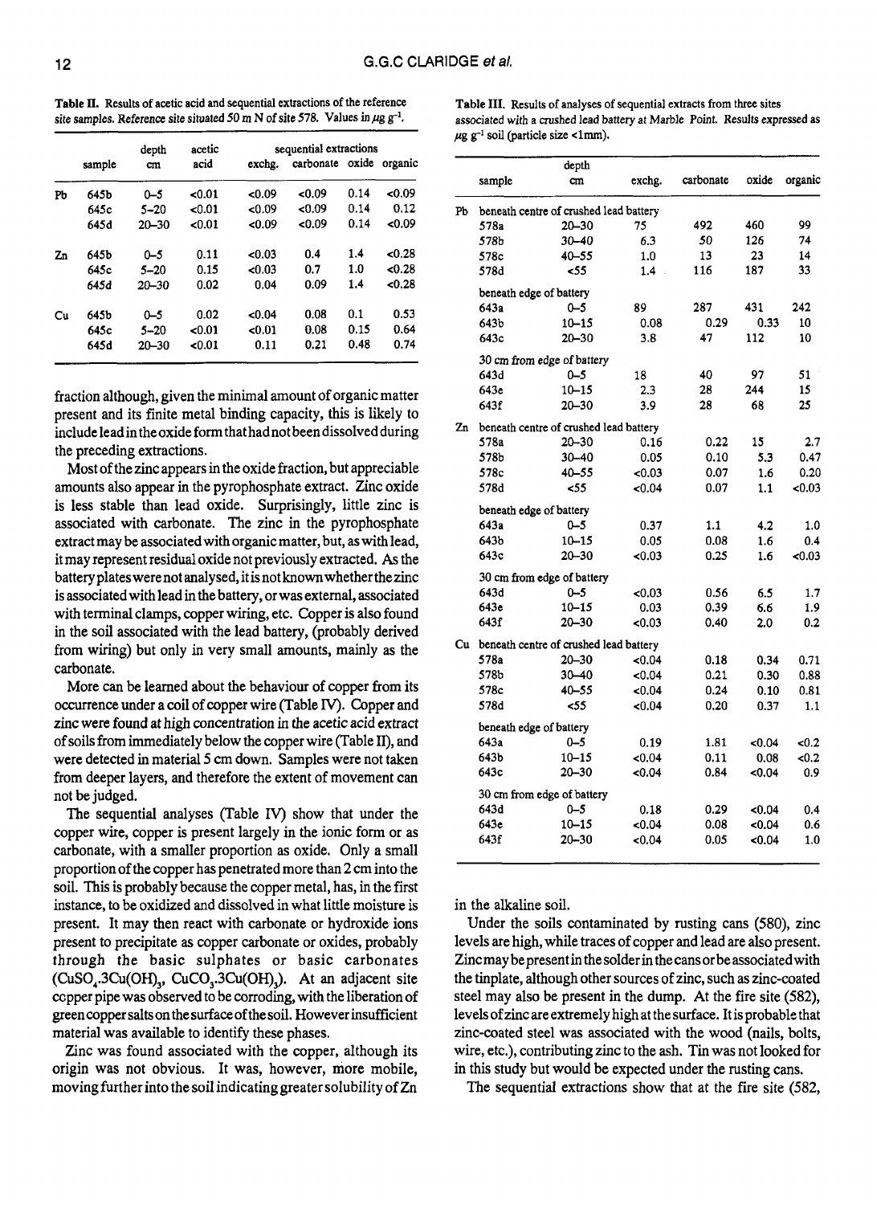**Table II.** Results of acetic acid and sequential extractions of the reference site samples. Reference site situated 50 m N of site 578. Values in $\mu g\ g^{-1}$.

| | sample | depth cm | acetic acid | sequential extractions exchg. | carbonate | oxide | organic |
|---|---|---|---|---|---|---|---|
| Pb | 645b | 0–5 | <0.01 | <0.09 | <0.09 | 0.14 | <0.09 |
| | 645c | 5–20 | <0.01 | <0.09 | <0.09 | 0.14 | 0.12 |
| | 645d | 20–30 | <0.01 | <0.09 | <0.09 | 0.14 | <0.09 |
| Zn | 645b | 0–5 | 0.11 | <0.03 | 0.4 | 1.4 | <0.28 |
| | 645c | 5–20 | 0.15 | <0.03 | 0.7 | 1.0 | <0.28 |
| | 645d | 20–30 | 0.02 | 0.04 | 0.09 | 1.4 | <0.28 |
| Cu | 645b | 0–5 | 0.02 | <0.04 | 0.08 | 0.1 | 0.53 |
| | 645c | 5–20 | <0.01 | <0.01 | 0.08 | 0.15 | 0.64 |
| | 645d | 20–30 | <0.01 | 0.11 | 0.21 | 0.48 | 0.74 |

fraction although, given the minimal amount of organic matter present and its finite metal binding capacity, this is likely to include lead in the oxide form that had not been dissolved during the preceding extractions.

Most of the zinc appears in the oxide fraction, but appreciable amounts also appear in the pyrophosphate extract. Zinc oxide is less stable than lead oxide. Surprisingly, little zinc is associated with carbonate. The zinc in the pyrophosphate extract may be associated with organic matter, but, as with lead, it may represent residual oxide not previously extracted. As the battery plates were not analysed, it is not known whether the zinc is associated with lead in the battery, or was external, associated with terminal clamps, copper wiring, etc. Copper is also found in the soil associated with the lead battery, (probably derived from wiring) but only in very small amounts, mainly as the carbonate.

More can be learned about the behaviour of copper from its occurrence under a coil of copper wire (Table IV). Copper and zinc were found at high concentration in the acetic acid extract of soils from immediately below the copper wire (Table II), and were detected in material 5 cm down. Samples were not taken from deeper layers, and therefore the extent of movement can not be judged.

The sequential analyses (Table IV) show that under the copper wire, copper is present largely in the ionic form or as carbonate, with a smaller proportion as oxide. Only a small proportion of the copper has penetrated more than 2 cm into the soil. This is probably because the copper metal, has, in the first instance, to be oxidized and dissolved in what little moisture is present. It may then react with carbonate or hydroxide ions present to precipitate as copper carbonate or oxides, probably through the basic sulphates or basic carbonates ($CuSO_4.3Cu(OH)_2$, $CuCO_3.3Cu(OH)_2$). At an adjacent site copper pipe was observed to be corroding, with the liberation of green copper salts on the surface of the soil. However insufficient material was available to identify these phases.

Zinc was found associated with the copper, although its origin was not obvious. It was, however, more mobile, moving further into the soil indicating greater solubility of Zn in the alkaline soil.

**Table III.** Results of analyses of sequential extracts from three sites associated with a crushed lead battery at Marble Point. Results expressed as $\mu g\ g^{-1}$ soil (particle size <1mm).

| | sample | depth cm | exchg. | carbonate | oxide | organic |
|---|---|---|---|---|---|---|
| Pb | beneath centre of crushed lead battery | | | | | |
| | 578a | 20–30 | 75 | 492 | 460 | 99 |
| | 578b | 30–40 | 6.3 | 50 | 126 | 74 |
| | 578c | 40–55 | 1.0 | 13 | 23 | 14 |
| | 578d | <55 | 1.4 | 116 | 187 | 33 |
| | beneath edge of battery | | | | | |
| | 643a | 0–5 | 89 | 287 | 431 | 242 |
| | 643b | 10–15 | 0.08 | 0.29 | 0.33 | 10 |
| | 643c | 20–30 | 3.8 | 47 | 112 | 10 |
| | 30 cm from edge of battery | | | | | |
| | 643d | 0–5 | 18 | 40 | 97 | 51 |
| | 643e | 10–15 | 2.3 | 28 | 244 | 15 |
| | 643f | 20–30 | 3.9 | 28 | 68 | 25 |
| Zn | beneath centre of crushed lead battery | | | | | |
| | 578a | 20–30 | 0.16 | 0.22 | 15 | 2.7 |
| | 578b | 30–40 | 0.05 | 0.10 | 5.3 | 0.47 |
| | 578c | 40–55 | <0.03 | 0.07 | 1.6 | 0.20 |
| | 578d | <55 | <0.04 | 0.07 | 1.1 | <0.03 |
| | beneath edge of battery | | | | | |
| | 643a | 0–5 | 0.37 | 1.1 | 4.2 | 1.0 |
| | 643b | 10–15 | 0.05 | 0.08 | 1.6 | 0.4 |
| | 643c | 20–30 | <0.03 | 0.25 | 1.6 | <0.03 |
| | 30 cm from edge of battery | | | | | |
| | 643d | 0–5 | <0.03 | 0.56 | 6.5 | 1.7 |
| | 643e | 10–15 | 0.03 | 0.39 | 6.6 | 1.9 |
| | 643f | 20–30 | <0.03 | 0.40 | 2.0 | 0.2 |
| Cu | beneath centre of crushed lead battery | | | | | |
| | 578a | 20–30 | <0.04 | 0.18 | 0.34 | 0.71 |
| | 578b | 30–40 | <0.04 | 0.21 | 0.30 | 0.88 |
| | 578c | 40–55 | <0.04 | 0.24 | 0.10 | 0.81 |
| | 578d | <55 | <0.04 | 0.20 | 0.37 | 1.1 |
| | beneath edge of battery | | | | | |
| | 643a | 0–5 | 0.19 | 1.81 | <0.04 | <0.2 |
| | 643b | 10–15 | <0.04 | 0.11 | 0.08 | <0.2 |
| | 643c | 20–30 | <0.04 | 0.84 | <0.04 | 0.9 |
| | 30 cm from edge of battery | | | | | |
| | 643d | 0–5 | 0.18 | 0.29 | <0.04 | 0.4 |
| | 643e | 10–15 | <0.04 | 0.08 | <0.04 | 0.6 |
| | 643f | 20–30 | <0.04 | 0.05 | <0.04 | 1.0 |

Under the soils contaminated by rusting cans (580), zinc levels are high, while traces of copper and lead are also present. Zinc may be present in the solder in the cans or be associated with the tinplate, although other sources of zinc, such as zinc-coated steel may also be present in the dump. At the fire site (582), levels of zinc are extremely high at the surface. It is probable that zinc-coated steel was associated with the wood (nails, bolts, wire, etc.), contributing zinc to the ash. Tin was not looked for in this study but would be expected under the rusting cans.

The sequential extractions show that at the fire site (582,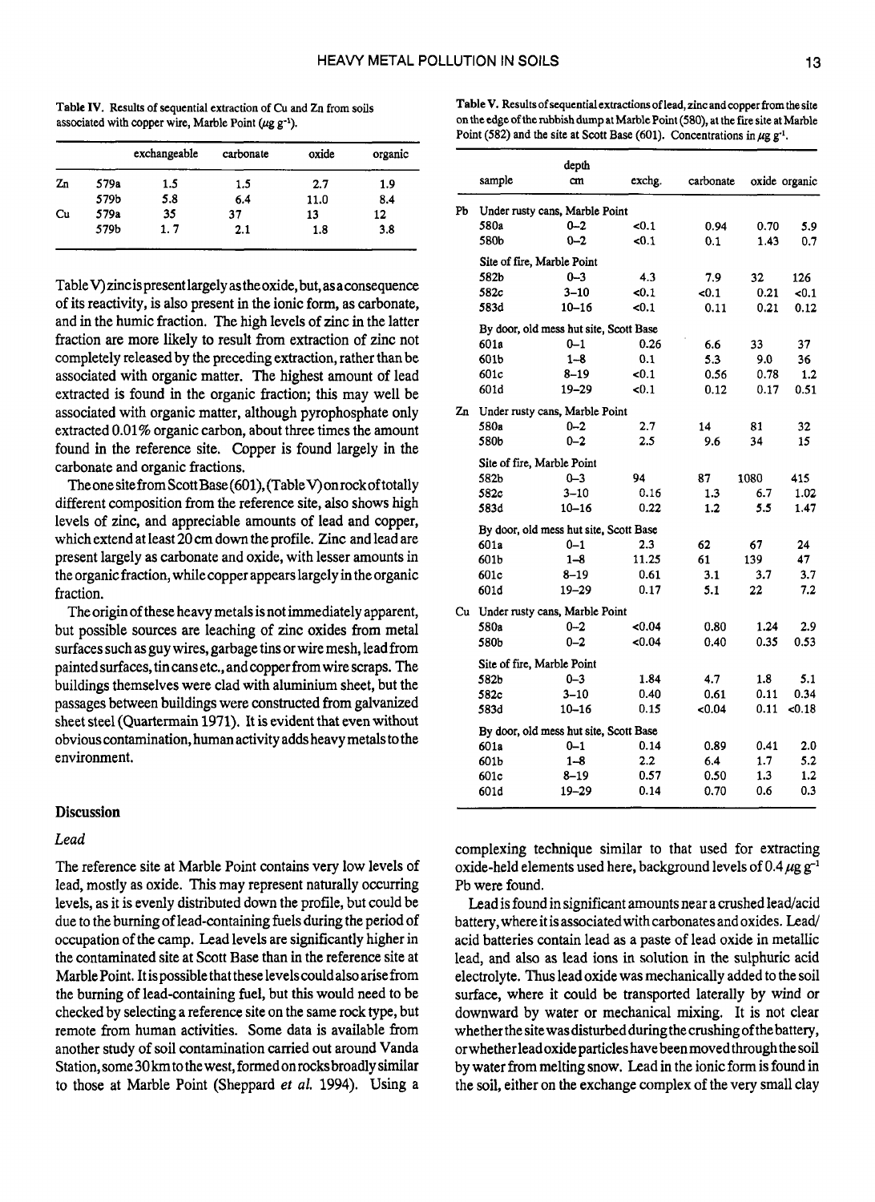Table IV. Results of sequential extraction of Cu and Zn from soils associated with copper wire, Marble Point ($\mu g\ g^{-1}$).

| | | exchangeable | carbonate | oxide | organic |
|---|---|---|---|---|---|
| Zn | 579a | 1.5 | 1.5 | 2.7 | 1.9 |
| | 579b | 5.8 | 6.4 | 11.0 | 8.4 |
| Cu | 579a | 35 | 37 | 13 | 12 |
| | 579b | 1.7 | 2.1 | 1.8 | 3.8 |

Table V) zinc is present largely as the oxide, but, as a consequence of its reactivity, is also present in the ionic form, as carbonate, and in the humic fraction. The high levels of zinc in the latter fraction are more likely to result from extraction of zinc not completely released by the preceding extraction, rather than be associated with organic matter. The highest amount of lead extracted is found in the organic fraction; this may well be associated with organic matter, although pyrophosphate only extracted 0.01% organic carbon, about three times the amount found in the reference site. Copper is found largely in the carbonate and organic fractions.

The one site from Scott Base (601), (Table V) on rock of totally different composition from the reference site, also shows high levels of zinc, and appreciable amounts of lead and copper, which extend at least 20 cm down the profile. Zinc and lead are present largely as carbonate and oxide, with lesser amounts in the organic fraction, while copper appears largely in the organic fraction.

The origin of these heavy metals is not immediately apparent, but possible sources are leaching of zinc oxides from metal surfaces such as guy wires, garbage tins or wire mesh, lead from painted surfaces, tin cans etc., and copper from wire scraps. The buildings themselves were clad with aluminium sheet, but the passages between buildings were constructed from galvanized sheet steel (Quartermain 1971). It is evident that even without obvious contamination, human activity adds heavy metals to the environment.

Table V. Results of sequential extractions of lead, zinc and copper from the site on the edge of the rubbish dump at Marble Point (580), at the fire site at Marble Point (582) and the site at Scott Base (601). Concentrations in $\mu g\ g^{-1}$.

| | sample | depth cm | exchg. | carbonate | oxide | organic |
|---|---|---|---|---|---|---|
| Pb | Under rusty cans, Marble Point | | | | | |
| | 580a | 0–2 | <0.1 | 0.94 | 0.70 | 5.9 |
| | 580b | 0–2 | <0.1 | 0.1 | 1.43 | 0.7 |
| | Site of fire, Marble Point | | | | | |
| | 582b | 0–3 | 4.3 | 7.9 | 32 | 126 |
| | 582c | 3–10 | <0.1 | <0.1 | 0.21 | <0.1 |
| | 583d | 10–16 | <0.1 | 0.11 | 0.21 | 0.12 |
| | By door, old mess hut site, Scott Base | | | | | |
| | 601a | 0–1 | 0.26 | 6.6 | 33 | 37 |
| | 601b | 1–8 | 0.1 | 5.3 | 9.0 | 36 |
| | 601c | 8–19 | <0.1 | 0.56 | 0.78 | 1.2 |
| | 601d | 19–29 | <0.1 | 0.12 | 0.17 | 0.51 |
| Zn | Under rusty cans, Marble Point | | | | | |
| | 580a | 0–2 | 2.7 | 14 | 81 | 32 |
| | 580b | 0–2 | 2.5 | 9.6 | 34 | 15 |
| | Site of fire, Marble Point | | | | | |
| | 582b | 0–3 | 94 | 87 | 1080 | 415 |
| | 582c | 3–10 | 0.16 | 1.3 | 6.7 | 1.02 |
| | 583d | 10–16 | 0.22 | 1.2 | 5.5 | 1.47 |
| | By door, old mess hut site, Scott Base | | | | | |
| | 601a | 0–1 | 2.3 | 62 | 67 | 24 |
| | 601b | 1–8 | 11.25 | 61 | 139 | 47 |
| | 601c | 8–19 | 0.61 | 3.1 | 3.7 | 3.7 |
| | 601d | 19–29 | 0.17 | 5.1 | 22 | 7.2 |
| Cu | Under rusty cans, Marble Point | | | | | |
| | 580a | 0–2 | <0.04 | 0.80 | 1.24 | 2.9 |
| | 580b | 0–2 | <0.04 | 0.40 | 0.35 | 0.53 |
| | Site of fire, Marble Point | | | | | |
| | 582b | 0–3 | 1.84 | 4.7 | 1.8 | 5.1 |
| | 582c | 3–10 | 0.40 | 0.61 | 0.11 | 0.34 |
| | 583d | 10–16 | 0.15 | <0.04 | 0.11 | <0.18 |
| | By door, old mess hut site, Scott Base | | | | | |
| | 601a | 0–1 | 0.14 | 0.89 | 0.41 | 2.0 |
| | 601b | 1–8 | 2.2 | 6.4 | 1.7 | 5.2 |
| | 601c | 8–19 | 0.57 | 0.50 | 1.3 | 1.2 |
| | 601d | 19–29 | 0.14 | 0.70 | 0.6 | 0.3 |

## Discussion

### *Lead*

The reference site at Marble Point contains very low levels of lead, mostly as oxide. This may represent naturally occurring levels, as it is evenly distributed down the profile, but could be due to the burning of lead-containing fuels during the period of occupation of the camp. Lead levels are significantly higher in the contaminated site at Scott Base than in the reference site at Marble Point. It is possible that these levels could also arise from the burning of lead-containing fuel, but this would need to be checked by selecting a reference site on the same rock type, but remote from human activities. Some data is available from another study of soil contamination carried out around Vanda Station, some 30 km to the west, formed on rocks broadly similar to those at Marble Point (Sheppard *et al.* 1994). Using a complexing technique similar to that used for extracting oxide-held elements used here, background levels of 0.4 $\mu g\ g^{-1}$ Pb were found.

Lead is found in significant amounts near a crushed lead/acid battery, where it is associated with carbonates and oxides. Lead/acid batteries contain lead as a paste of lead oxide in metallic lead, and also as lead ions in solution in the sulphuric acid electrolyte. Thus lead oxide was mechanically added to the soil surface, where it could be transported laterally by wind or downward by water or mechanical mixing. It is not clear whether the site was disturbed during the crushing of the battery, or whether lead oxide particles have been moved through the soil by water from melting snow. Lead in the ionic form is found in the soil, either on the exchange complex of the very small clay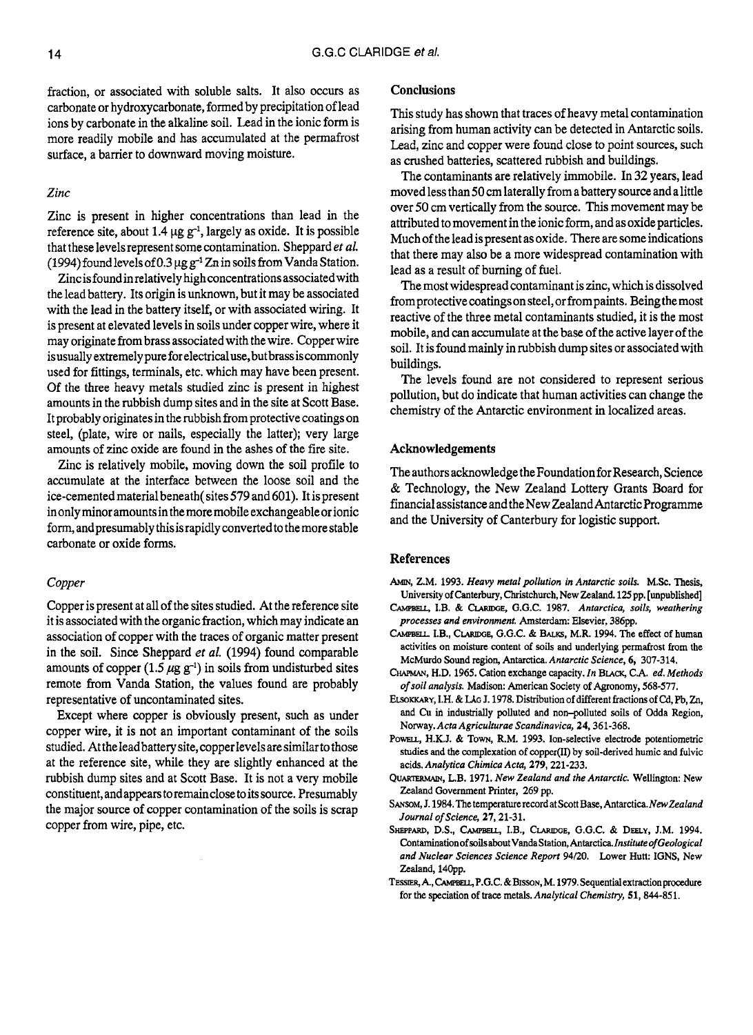fraction, or associated with soluble salts. It also occurs as carbonate or hydroxycarbonate, formed by precipitation of lead ions by carbonate in the alkaline soil. Lead in the ionic form is more readily mobile and has accumulated at the permafrost surface, a barrier to downward moving moisture.

### *Zinc*

Zinc is present in higher concentrations than lead in the reference site, about 1.4 $\mu g\ g^{-1}$, largely as oxide. It is possible that these levels represent some contamination. Sheppard *et al.* (1994) found levels of 0.3 $\mu g\ g^{-1}$ Zn in soils from Vanda Station.

Zinc is found in relatively high concentrations associated with the lead battery. Its origin is unknown, but it may be associated with the lead in the battery itself, or with associated wiring. It is present at elevated levels in soils under copper wire, where it may originate from brass associated with the wire. Copper wire is usually extremely pure for electrical use, but brass is commonly used for fittings, terminals, etc. which may have been present. Of the three heavy metals studied zinc is present in highest amounts in the rubbish dump sites and in the site at Scott Base. It probably originates in the rubbish from protective coatings on steel, (plate, wire or nails, especially the latter); very large amounts of zinc oxide are found in the ashes of the fire site.

Zinc is relatively mobile, moving down the soil profile to accumulate at the interface between the loose soil and the ice-cemented material beneath( sites 579 and 601). It is present in only minor amounts in the more mobile exchangeable or ionic form, and presumably this is rapidly converted to the more stable carbonate or oxide forms.

### *Copper*

Copper is present at all of the sites studied. At the reference site it is associated with the organic fraction, which may indicate an association of copper with the traces of organic matter present in the soil. Since Sheppard *et al.* (1994) found comparable amounts of copper (1.5 $\mu g\ g^{-1}$) in soils from undisturbed sites remote from Vanda Station, the values found are probably representative of uncontaminated sites.

Except where copper is obviously present, such as under copper wire, it is not an important contaminant of the soils studied. At the lead battery site, copper levels are similar to those at the reference site, while they are slightly enhanced at the rubbish dump sites and at Scott Base. It is not a very mobile constituent, and appears to remain close to its source. Presumably the major source of copper contamination of the soils is scrap copper from wire, pipe, etc.

## Conclusions

This study has shown that traces of heavy metal contamination arising from human activity can be detected in Antarctic soils. Lead, zinc and copper were found close to point sources, such as crushed batteries, scattered rubbish and buildings.

The contaminants are relatively immobile. In 32 years, lead moved less than 50 cm laterally from a battery source and a little over 50 cm vertically from the source. This movement may be attributed to movement in the ionic form, and as oxide particles. Much of the lead is present as oxide. There are some indications that there may also be a more widespread contamination with lead as a result of burning of fuel.

The most widespread contaminant is zinc, which is dissolved from protective coatings on steel, or from paints. Being the most reactive of the three metal contaminants studied, it is the most mobile, and can accumulate at the base of the active layer of the soil. It is found mainly in rubbish dump sites or associated with buildings.

The levels found are not considered to represent serious pollution, but do indicate that human activities can change the chemistry of the Antarctic environment in localized areas.

## Acknowledgements

The authors acknowledge the Foundation for Research, Science & Technology, the New Zealand Lottery Grants Board for financial assistance and the New Zealand Antarctic Programme and the University of Canterbury for logistic support.

## References

AMIN, Z.M. 1993. *Heavy metal pollution in Antarctic soils.* M.Sc. Thesis, University of Canterbury, Christchurch, New Zealand. 125 pp. [unpublished]

CAMPBELL, I.B. & CLARIDGE, G.G.C. 1987. *Antarctica, soils, weathering processes and environment.* Amsterdam: Elsevier, 386pp.

CAMPBELL I.B., CLARIDGE, G.G.C. & BALKS, M.R. 1994. The effect of human activities on moisture content of soils and underlying permafrost from the McMurdo Sound region, Antarctica. *Antarctic Science,* **6**, 307-314.

CHAPMAN, H.D. 1965. Cation exchange capacity. *In* BLACK, C.A. *ed. Methods of soil analysis.* Madison: American Society of Agronomy, 568-577.

ELSOKKARY, I.H. & LÅG J. 1978. Distribution of different fractions of Cd, Pb, Zn, and Cu in industrially polluted and non-polluted soils of Odda Region, Norway. *Acta Agriculturae Scandinavica,* **24**, 361-368.

POWELL, H.K.J. & TOWN, R.M. 1993. Ion-selective electrode potentiometric studies and the complexation of copper(II) by soil-derived humic and fulvic acids. *Analytica Chimica Acta,* **279**, 221-233.

QUARTERMAIN, L.B. 1971. *New Zealand and the Antarctic.* Wellington: New Zealand Government Printer, 269 pp.

SANSOM, J. 1984. The temperature record at Scott Base, Antarctica. *New Zealand Journal of Science,* **27**, 21-31.

SHEPPARD, D.S., CAMPBELL, I.B., CLARIDGE, G.G.C. & DEELY, J.M. 1994. Contamination of soils about Vanda Station, Antarctica. *Institute of Geological and Nuclear Sciences Science Report* 94/20. Lower Hutt: IGNS, New Zealand, 140pp.

TESSIER, A., CAMPBELL, P.G.C. & BISSON, M. 1979. Sequential extraction procedure for the speciation of trace metals. *Analytical Chemistry,* **51**, 844-851.